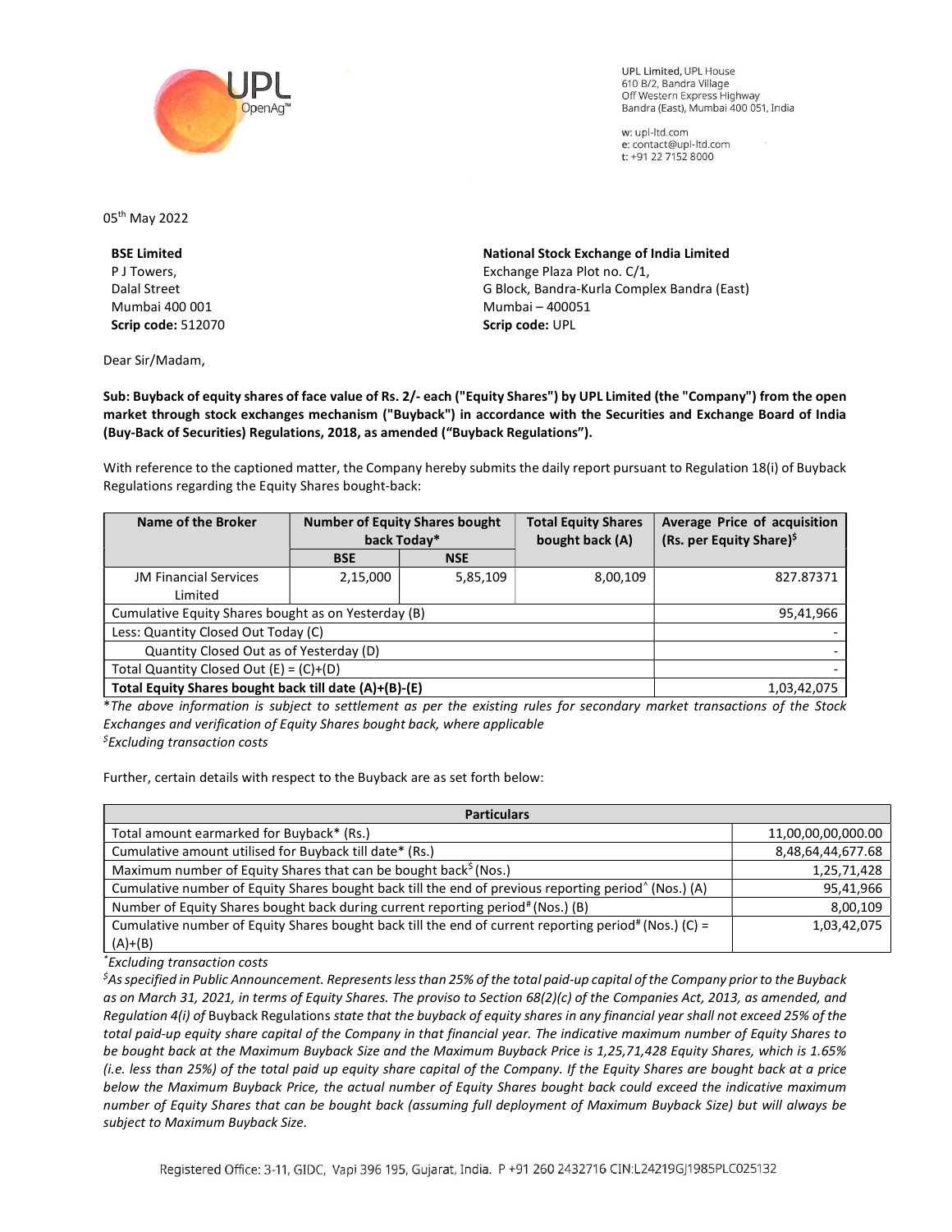UPL Limited, UPL House
610 B/2, Bandra Village
Off Western Express Highway
Bandra (East), Mumbai 400 051, India

w: upl-ltd.com
e: contact@upl-ltd.com
t: +91 22 7152 8000

05th May 2022

**BSE Limited**
P J Towers,
Dalal Street
Mumbai 400 001
**Scrip code:** 512070

**National Stock Exchange of India Limited**
Exchange Plaza Plot no. C/1,
G Block, Bandra-Kurla Complex Bandra (East)
Mumbai – 400051
**Scrip code:** UPL

Dear Sir/Madam,

**Sub: Buyback of equity shares of face value of Rs. 2/- each ("Equity Shares") by UPL Limited (the "Company") from the open market through stock exchanges mechanism ("Buyback") in accordance with the Securities and Exchange Board of India (Buy-Back of Securities) Regulations, 2018, as amended ("Buyback Regulations").**

With reference to the captioned matter, the Company hereby submits the daily report pursuant to Regulation 18(i) of Buyback Regulations regarding the Equity Shares bought-back:

| Name of the Broker | Number of Equity Shares bought back Today* | | Total Equity Shares bought back (A) | Average Price of acquisition (Rs. per Equity Share)$ |
|---|---|---|---|---|
| | BSE | NSE | | |
| JM Financial Services Limited | 2,15,000 | 5,85,109 | 8,00,109 | 827.87371 |
| Cumulative Equity Shares bought as on Yesterday (B) | | | | 95,41,966 |
| Less: Quantity Closed Out Today (C) | | | | - |
| Quantity Closed Out as of Yesterday (D) | | | | - |
| Total Quantity Closed Out (E) = (C)+(D) | | | | - |
| **Total Equity Shares bought back till date (A)+(B)-(E)** | | | | 1,03,42,075 |

**The above information is subject to settlement as per the existing rules for secondary market transactions of the Stock Exchanges and verification of Equity Shares bought back, where applicable*

*$Excluding transaction costs*

Further, certain details with respect to the Buyback are as set forth below:

| Particulars | |
|---|---|
| Total amount earmarked for Buyback* (Rs.) | 11,00,00,00,000.00 |
| Cumulative amount utilised for Buyback till date* (Rs.) | 8,48,64,44,677.68 |
| Maximum number of Equity Shares that can be bought back$ (Nos.) | 1,25,71,428 |
| Cumulative number of Equity Shares bought back till the end of previous reporting period^ (Nos.) (A) | 95,41,966 |
| Number of Equity Shares bought back during current reporting period# (Nos.) (B) | 8,00,109 |
| Cumulative number of Equity Shares bought back till the end of current reporting period# (Nos.) (C) = (A)+(B) | 1,03,42,075 |

**Excluding transaction costs*

*$As specified in Public Announcement. Represents less than 25% of the total paid-up capital of the Company prior to the Buyback as on March 31, 2021, in terms of Equity Shares. The proviso to Section 68(2)(c) of the Companies Act, 2013, as amended, and Regulation 4(i) of* Buyback Regulations *state that the buyback of equity shares in any financial year shall not exceed 25% of the total paid-up equity share capital of the Company in that financial year. The indicative maximum number of Equity Shares to be bought back at the Maximum Buyback Size and the Maximum Buyback Price is 1,25,71,428 Equity Shares, which is 1.65% (i.e. less than 25%) of the total paid up equity share capital of the Company. If the Equity Shares are bought back at a price below the Maximum Buyback Price, the actual number of Equity Shares bought back could exceed the indicative maximum number of Equity Shares that can be bought back (assuming full deployment of Maximum Buyback Size) but will always be subject to Maximum Buyback Size.*

Registered Office: 3-11, GIDC, Vapi 396 195, Gujarat, India. P +91 260 2432716 CIN:L24219GJ1985PLC025132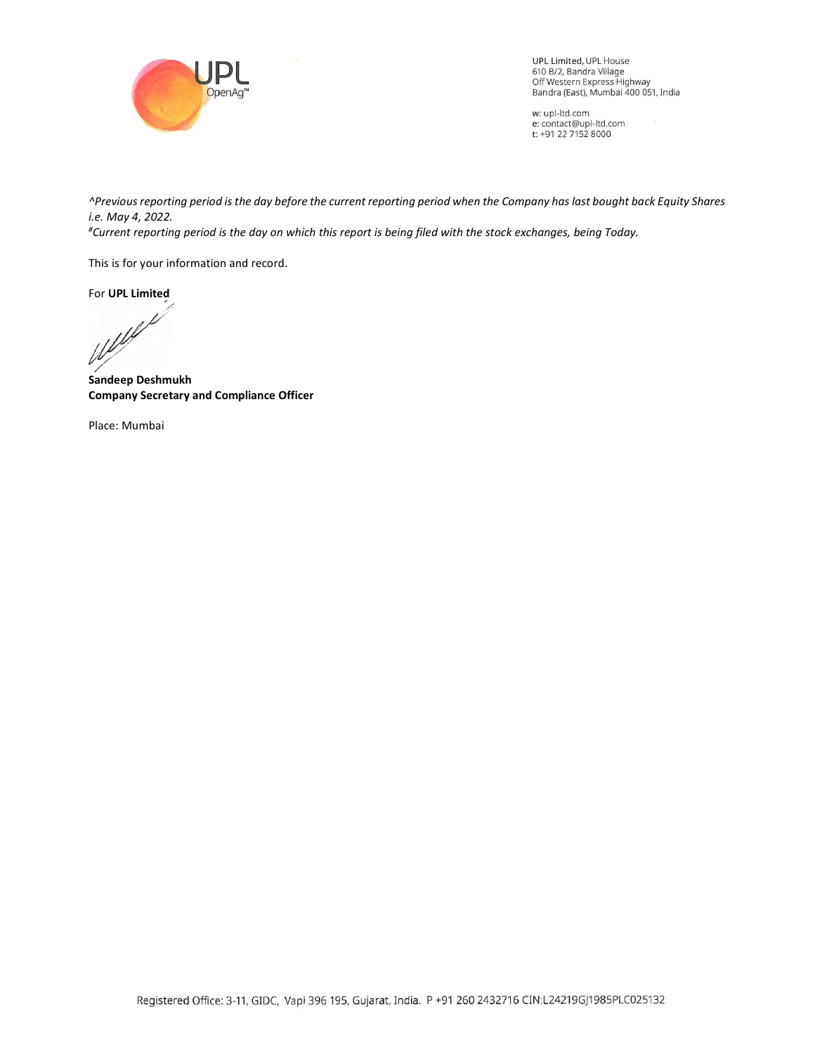*^Previous reporting period is the day before the current reporting period when the Company has last bought back Equity Shares i.e. May 4, 2022.*

*#Current reporting period is the day on which this report is being filed with the stock exchanges, being Today.*

This is for your information and record.

For **UPL Limited**

**Sandeep Deshmukh**
**Company Secretary and Compliance Officer**

Place: Mumbai